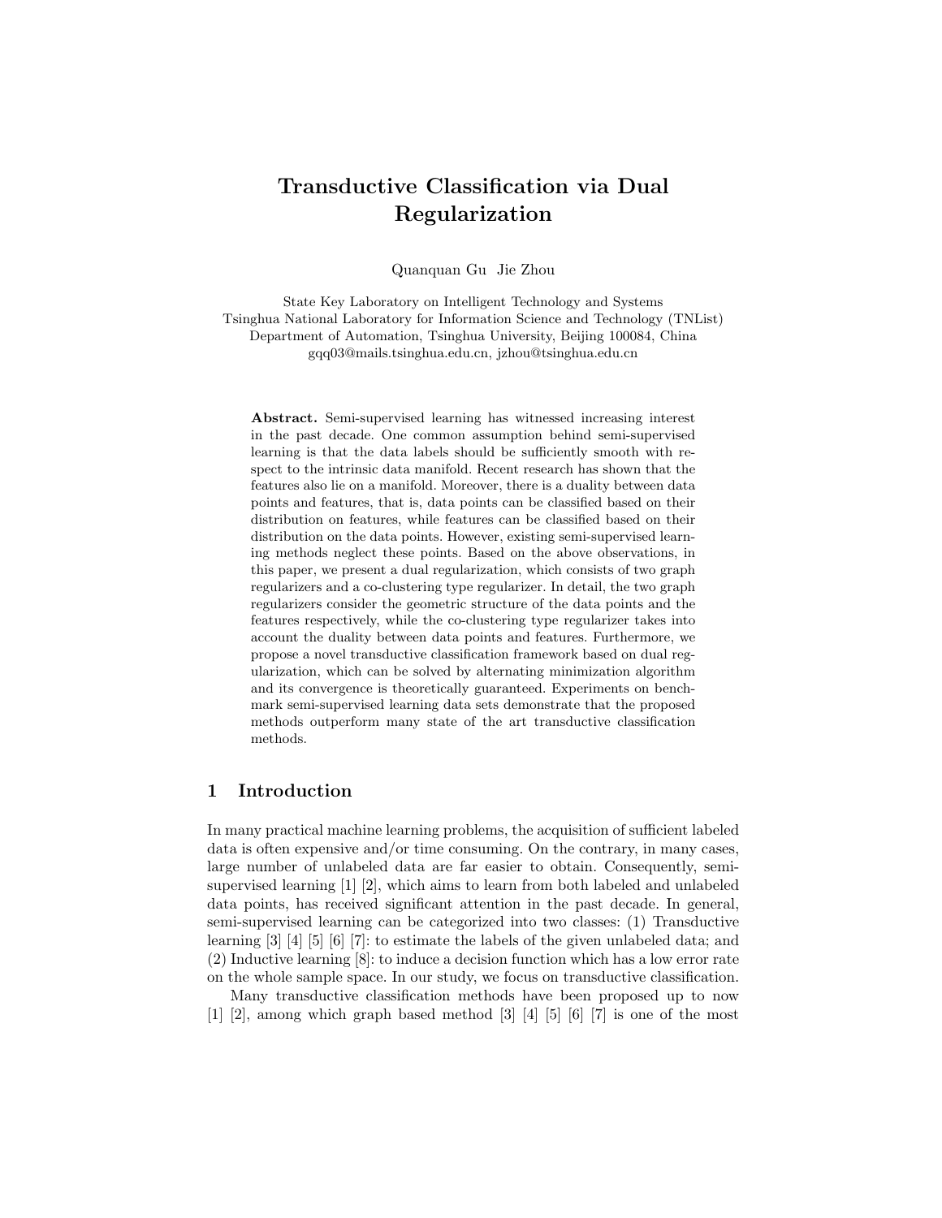# Transductive Classification via Dual Regularization

Quanquan Gu Jie Zhou

State Key Laboratory on Intelligent Technology and Systems
Tsinghua National Laboratory for Information Science and Technology (TNList)
Department of Automation, Tsinghua University, Beijing 100084, China
gqq03@mails.tsinghua.edu.cn, jzhou@tsinghua.edu.cn

**Abstract.** Semi-supervised learning has witnessed increasing interest in the past decade. One common assumption behind semi-supervised learning is that the data labels should be sufficiently smooth with respect to the intrinsic data manifold. Recent research has shown that the features also lie on a manifold. Moreover, there is a duality between data points and features, that is, data points can be classified based on their distribution on features, while features can be classified based on their distribution on the data points. However, existing semi-supervised learning methods neglect these points. Based on the above observations, in this paper, we present a dual regularization, which consists of two graph regularizers and a co-clustering type regularizer. In detail, the two graph regularizers consider the geometric structure of the data points and the features respectively, while the co-clustering type regularizer takes into account the duality between data points and features. Furthermore, we propose a novel transductive classification framework based on dual regularization, which can be solved by alternating minimization algorithm and its convergence is theoretically guaranteed. Experiments on benchmark semi-supervised learning data sets demonstrate that the proposed methods outperform many state of the art transductive classification methods.

## 1 Introduction

In many practical machine learning problems, the acquisition of sufficient labeled data is often expensive and/or time consuming. On the contrary, in many cases, large number of unlabeled data are far easier to obtain. Consequently, semi-supervised learning [1] [2], which aims to learn from both labeled and unlabeled data points, has received significant attention in the past decade. In general, semi-supervised learning can be categorized into two classes: (1) Transductive learning [3] [4] [5] [6] [7]: to estimate the labels of the given unlabeled data; and (2) Inductive learning [8]: to induce a decision function which has a low error rate on the whole sample space. In our study, we focus on transductive classification.

Many transductive classification methods have been proposed up to now [1] [2], among which graph based method [3] [4] [5] [6] [7] is one of the most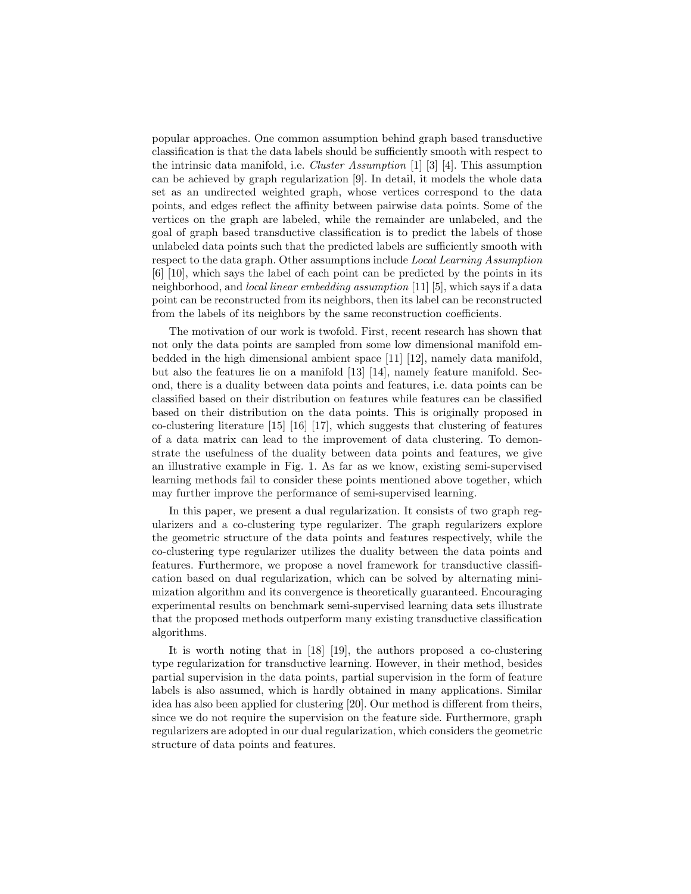popular approaches. One common assumption behind graph based transductive classification is that the data labels should be sufficiently smooth with respect to the intrinsic data manifold, i.e. *Cluster Assumption* [1] [3] [4]. This assumption can be achieved by graph regularization [9]. In detail, it models the whole data set as an undirected weighted graph, whose vertices correspond to the data points, and edges reflect the affinity between pairwise data points. Some of the vertices on the graph are labeled, while the remainder are unlabeled, and the goal of graph based transductive classification is to predict the labels of those unlabeled data points such that the predicted labels are sufficiently smooth with respect to the data graph. Other assumptions include *Local Learning Assumption* [6] [10], which says the label of each point can be predicted by the points in its neighborhood, and *local linear embedding assumption* [11] [5], which says if a data point can be reconstructed from its neighbors, then its label can be reconstructed from the labels of its neighbors by the same reconstruction coefficients.

The motivation of our work is twofold. First, recent research has shown that not only the data points are sampled from some low dimensional manifold embedded in the high dimensional ambient space [11] [12], namely data manifold, but also the features lie on a manifold [13] [14], namely feature manifold. Second, there is a duality between data points and features, i.e. data points can be classified based on their distribution on features while features can be classified based on their distribution on the data points. This is originally proposed in co-clustering literature [15] [16] [17], which suggests that clustering of features of a data matrix can lead to the improvement of data clustering. To demonstrate the usefulness of the duality between data points and features, we give an illustrative example in Fig. 1. As far as we know, existing semi-supervised learning methods fail to consider these points mentioned above together, which may further improve the performance of semi-supervised learning.

In this paper, we present a dual regularization. It consists of two graph regularizers and a co-clustering type regularizer. The graph regularizers explore the geometric structure of the data points and features respectively, while the co-clustering type regularizer utilizes the duality between the data points and features. Furthermore, we propose a novel framework for transductive classification based on dual regularization, which can be solved by alternating minimization algorithm and its convergence is theoretically guaranteed. Encouraging experimental results on benchmark semi-supervised learning data sets illustrate that the proposed methods outperform many existing transductive classification algorithms.

It is worth noting that in [18] [19], the authors proposed a co-clustering type regularization for transductive learning. However, in their method, besides partial supervision in the data points, partial supervision in the form of feature labels is also assumed, which is hardly obtained in many applications. Similar idea has also been applied for clustering [20]. Our method is different from theirs, since we do not require the supervision on the feature side. Furthermore, graph regularizers are adopted in our dual regularization, which considers the geometric structure of data points and features.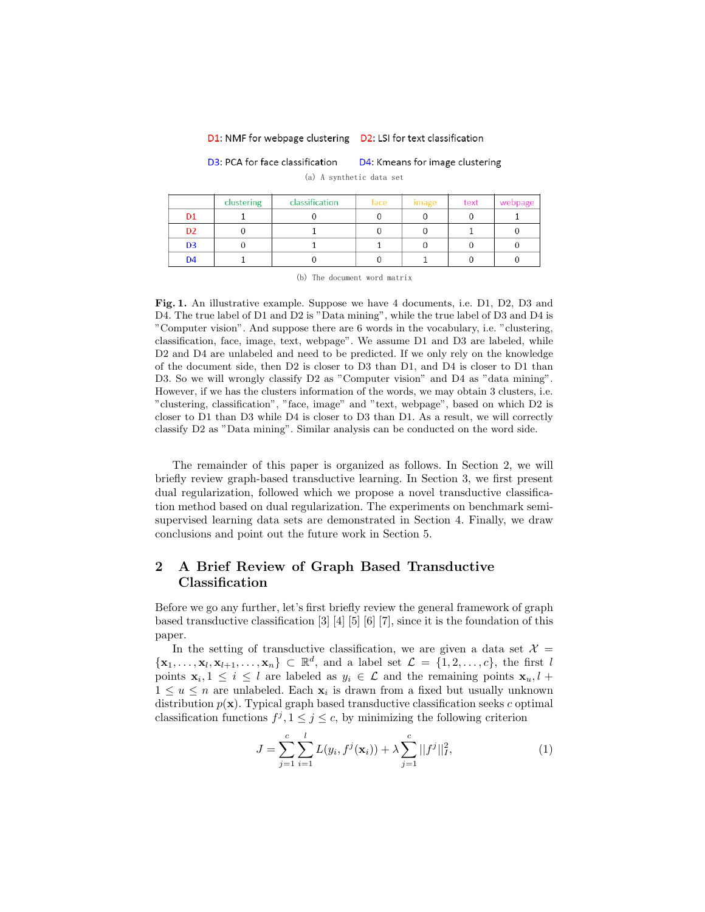D1: NMF for webpage clustering    D2: LSI for text classification

D3: PCA for face classification    D4: Kmeans for image clustering

(a) A synthetic data set

|  | clustering | classification | face | image | text | webpage |
|---|---|---|---|---|---|---|
| D1 | 1 | 0 | 0 | 0 | 0 | 1 |
| D2 | 0 | 1 | 0 | 0 | 1 | 0 |
| D3 | 0 | 1 | 1 | 0 | 0 | 0 |
| D4 | 1 | 0 | 0 | 1 | 0 | 0 |

(b) The document word matrix

**Fig. 1.** An illustrative example. Suppose we have 4 documents, i.e. D1, D2, D3 and D4. The true label of D1 and D2 is "Data mining", while the true label of D3 and D4 is "Computer vision". And suppose there are 6 words in the vocabulary, i.e. "clustering, classification, face, image, text, webpage". We assume D1 and D3 are labeled, while D2 and D4 are unlabeled and need to be predicted. If we only rely on the knowledge of the document side, then D2 is closer to D3 than D1, and D4 is closer to D1 than D3. So we will wrongly classify D2 as "Computer vision" and D4 as "data mining". However, if we has the clusters information of the words, we may obtain 3 clusters, i.e. "clustering, classification", "face, image" and "text, webpage", based on which D2 is closer to D1 than D3 while D4 is closer to D3 than D1. As a result, we will correctly classify D2 as "Data mining". Similar analysis can be conducted on the word side.

The remainder of this paper is organized as follows. In Section 2, we will briefly review graph-based transductive learning. In Section 3, we first present dual regularization, followed which we propose a novel transductive classification method based on dual regularization. The experiments on benchmark semi-supervised learning data sets are demonstrated in Section 4. Finally, we draw conclusions and point out the future work in Section 5.

## 2 A Brief Review of Graph Based Transductive Classification

Before we go any further, let's first briefly review the general framework of graph based transductive classification [3] [4] [5] [6] [7], since it is the foundation of this paper.

In the setting of transductive classification, we are given a data set $\mathcal{X} = \{\mathbf{x}_1, \ldots, \mathbf{x}_l, \mathbf{x}_{l+1}, \ldots, \mathbf{x}_n\} \subset \mathbb{R}^d$, and a label set $\mathcal{L} = \{1, 2, \ldots, c\}$, the first $l$ points $\mathbf{x}_i, 1 \leq i \leq l$ are labeled as $y_i \in \mathcal{L}$ and the remaining points $\mathbf{x}_u, l + 1 \leq u \leq n$ are unlabeled. Each $\mathbf{x}_i$ is drawn from a fixed but usually unknown distribution $p(\mathbf{x})$. Typical graph based transductive classification seeks $c$ optimal classification functions $f^j, 1 \leq j \leq c$, by minimizing the following criterion

$$J = \sum_{j=1}^{c} \sum_{i=1}^{l} L(y_i, f^j(\mathbf{x}_i)) + \lambda \sum_{j=1}^{c} ||f^j||_I^2, \qquad (1)$$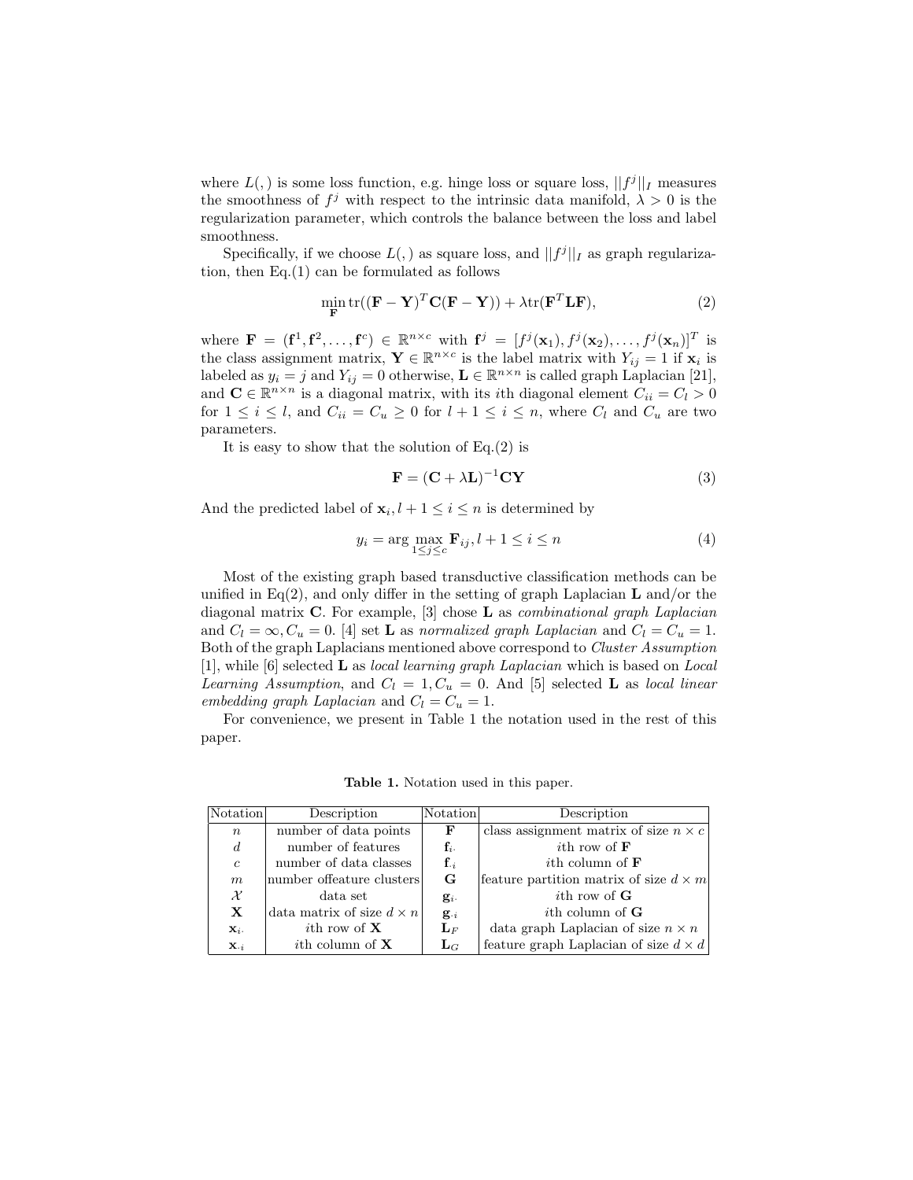where $L(,)$ is some loss function, e.g. hinge loss or square loss, $||f^j||_I$ measures the smoothness of $f^j$ with respect to the intrinsic data manifold, $\lambda > 0$ is the regularization parameter, which controls the balance between the loss and label smoothness.

Specifically, if we choose $L(,)$ as square loss, and $||f^j||_I$ as graph regularization, then Eq.(1) can be formulated as follows

$$\min_{\mathbf{F}} \operatorname{tr}((\mathbf{F} - \mathbf{Y})^T \mathbf{C}(\mathbf{F} - \mathbf{Y})) + \lambda \operatorname{tr}(\mathbf{F}^T \mathbf{L} \mathbf{F}), \tag{2}$$

where $\mathbf{F} = (\mathbf{f}^1, \mathbf{f}^2, \ldots, \mathbf{f}^c) \in \mathbb{R}^{n \times c}$ with $\mathbf{f}^j = [f^j(\mathbf{x}_1), f^j(\mathbf{x}_2), \ldots, f^j(\mathbf{x}_n)]^T$ is the class assignment matrix, $\mathbf{Y} \in \mathbb{R}^{n \times c}$ is the label matrix with $Y_{ij} = 1$ if $\mathbf{x}_i$ is labeled as $y_i = j$ and $Y_{ij} = 0$ otherwise, $\mathbf{L} \in \mathbb{R}^{n \times n}$ is called graph Laplacian [21], and $\mathbf{C} \in \mathbb{R}^{n \times n}$ is a diagonal matrix, with its $i$th diagonal element $C_{ii} = C_l > 0$ for $1 \leq i \leq l$, and $C_{ii} = C_u \geq 0$ for $l + 1 \leq i \leq n$, where $C_l$ and $C_u$ are two parameters.

It is easy to show that the solution of Eq.(2) is

$$\mathbf{F} = (\mathbf{C} + \lambda \mathbf{L})^{-1} \mathbf{C} \mathbf{Y} \tag{3}$$

And the predicted label of $\mathbf{x}_i, l + 1 \leq i \leq n$ is determined by

$$y_i = \arg \max_{1 \leq j \leq c} \mathbf{F}_{ij}, l + 1 \leq i \leq n \tag{4}$$

Most of the existing graph based transductive classification methods can be unified in Eq(2), and only differ in the setting of graph Laplacian $\mathbf{L}$ and/or the diagonal matrix $\mathbf{C}$. For example, [3] chose $\mathbf{L}$ as *combinational graph Laplacian* and $C_l = \infty, C_u = 0$. [4] set $\mathbf{L}$ as *normalized graph Laplacian* and $C_l = C_u = 1$. Both of the graph Laplacians mentioned above correspond to *Cluster Assumption* [1], while [6] selected $\mathbf{L}$ as *local learning graph Laplacian* which is based on *Local Learning Assumption*, and $C_l = 1, C_u = 0$. And [5] selected $\mathbf{L}$ as *local linear embedding graph Laplacian* and $C_l = C_u = 1$.

For convenience, we present in Table 1 the notation used in the rest of this paper.

**Table 1.** Notation used in this paper.

| Notation | Description | Notation | Description |
|---|---|---|---|
| $n$ | number of data points | $\mathbf{F}$ | class assignment matrix of size $n \times c$ |
| $d$ | number of features | $\mathbf{f}_{i\cdot}$ | $i$th row of $\mathbf{F}$ |
| $c$ | number of data classes | $\mathbf{f}_{\cdot i}$ | $i$th column of $\mathbf{F}$ |
| $m$ | number offeature clusters | $\mathbf{G}$ | feature partition matrix of size $d \times m$ |
| $\mathcal{X}$ | data set | $\mathbf{g}_{i\cdot}$ | $i$th row of $\mathbf{G}$ |
| $\mathbf{X}$ | data matrix of size $d \times n$ | $\mathbf{g}_{\cdot i}$ | $i$th column of $\mathbf{G}$ |
| $\mathbf{x}_{i\cdot}$ | $i$th row of $\mathbf{X}$ | $\mathbf{L}_F$ | data graph Laplacian of size $n \times n$ |
| $\mathbf{x}_{\cdot i}$ | $i$th column of $\mathbf{X}$ | $\mathbf{L}_G$ | feature graph Laplacian of size $d \times d$ |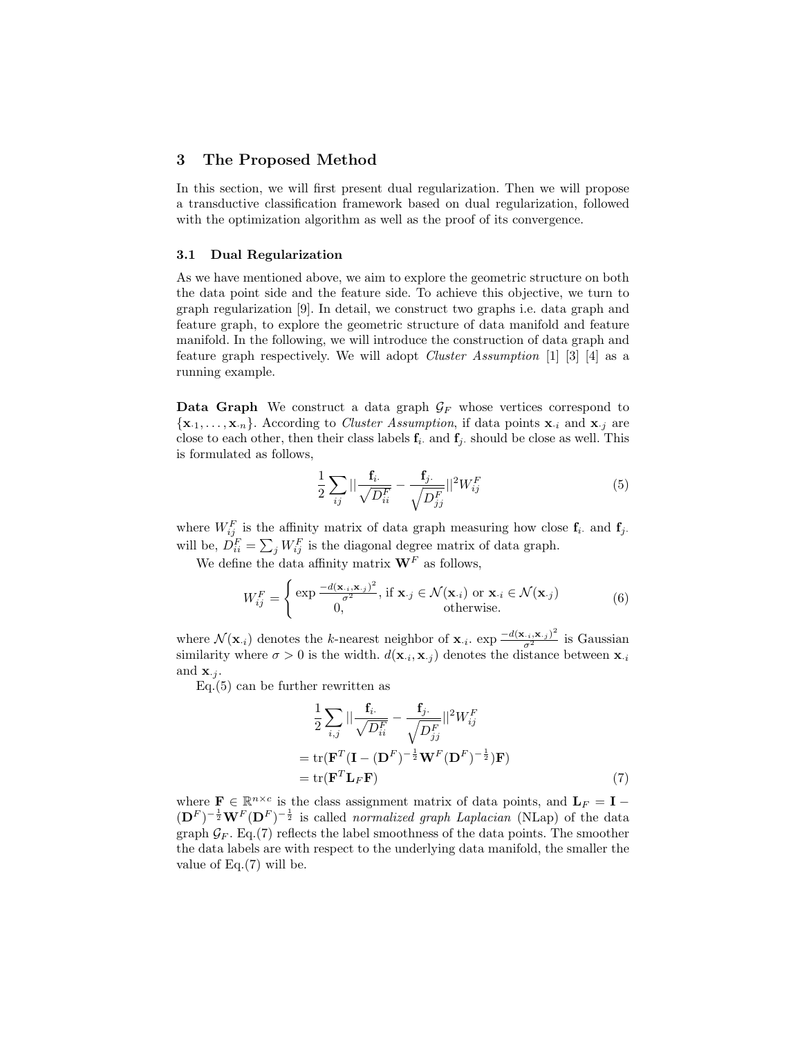## 3 The Proposed Method

In this section, we will first present dual regularization. Then we will propose a transductive classification framework based on dual regularization, followed with the optimization algorithm as well as the proof of its convergence.

### 3.1 Dual Regularization

As we have mentioned above, we aim to explore the geometric structure on both the data point side and the feature side. To achieve this objective, we turn to graph regularization [9]. In detail, we construct two graphs i.e. data graph and feature graph, to explore the geometric structure of data manifold and feature manifold. In the following, we will introduce the construction of data graph and feature graph respectively. We will adopt *Cluster Assumption* [1] [3] [4] as a running example.

**Data Graph** We construct a data graph $\mathcal{G}_F$ whose vertices correspond to $\{\mathbf{x}_{\cdot 1}, \ldots, \mathbf{x}_{\cdot n}\}$. According to *Cluster Assumption*, if data points $\mathbf{x}_{\cdot i}$ and $\mathbf{x}_{\cdot j}$ are close to each other, then their class labels $\mathbf{f}_{i\cdot}$ and $\mathbf{f}_{j\cdot}$ should be close as well. This is formulated as follows,

$$\frac{1}{2}\sum_{ij}||\frac{\mathbf{f}_{i\cdot}}{\sqrt{D^F_{ii}}} - \frac{\mathbf{f}_{j\cdot}}{\sqrt{D^F_{jj}}}||^2 W^F_{ij} \tag{5}$$

where $W^F_{ij}$ is the affinity matrix of data graph measuring how close $\mathbf{f}_{i\cdot}$ and $\mathbf{f}_{j\cdot}$ will be, $D^F_{ii} = \sum_j W^F_{ij}$ is the diagonal degree matrix of data graph.

We define the data affinity matrix $\mathbf{W}^F$ as follows,

$$W^F_{ij} = \begin{cases} \exp\frac{-d(\mathbf{x}_{\cdot i}, \mathbf{x}_{\cdot j})^2}{\sigma^2}, & \text{if } \mathbf{x}_{\cdot j} \in \mathcal{N}(\mathbf{x}_{\cdot i}) \text{ or } \mathbf{x}_{\cdot i} \in \mathcal{N}(\mathbf{x}_{\cdot j}) \\ 0, & \text{otherwise.} \end{cases} \tag{6}$$

where $\mathcal{N}(\mathbf{x}_{\cdot i})$ denotes the $k$-nearest neighbor of $\mathbf{x}_{\cdot i}$. $\exp\frac{-d(\mathbf{x}_{\cdot i}, \mathbf{x}_{\cdot j})^2}{\sigma^2}$ is Gaussian similarity where $\sigma > 0$ is the width. $d(\mathbf{x}_{\cdot i}, \mathbf{x}_{\cdot j})$ denotes the distance between $\mathbf{x}_{\cdot i}$ and $\mathbf{x}_{\cdot j}$.

Eq.(5) can be further rewritten as

$$\begin{aligned}
&\frac{1}{2}\sum_{i,j}||\frac{\mathbf{f}_{i\cdot}}{\sqrt{D^F_{ii}}} - \frac{\mathbf{f}_{j\cdot}}{\sqrt{D^F_{jj}}}||^2 W^F_{ij} \\
&= \text{tr}(\mathbf{F}^T(\mathbf{I} - (\mathbf{D}^F)^{-\frac{1}{2}}\mathbf{W}^F(\mathbf{D}^F)^{-\frac{1}{2}})\mathbf{F}) \\
&= \text{tr}(\mathbf{F}^T\mathbf{L}_F\mathbf{F})
\end{aligned} \tag{7}$$

where $\mathbf{F} \in \mathbb{R}^{n\times c}$ is the class assignment matrix of data points, and $\mathbf{L}_F = \mathbf{I} - (\mathbf{D}^F)^{-\frac{1}{2}}\mathbf{W}^F(\mathbf{D}^F)^{-\frac{1}{2}}$ is called *normalized graph Laplacian* (NLap) of the data graph $\mathcal{G}_F$. Eq.(7) reflects the label smoothness of the data points. The smoother the data labels are with respect to the underlying data manifold, the smaller the value of Eq.(7) will be.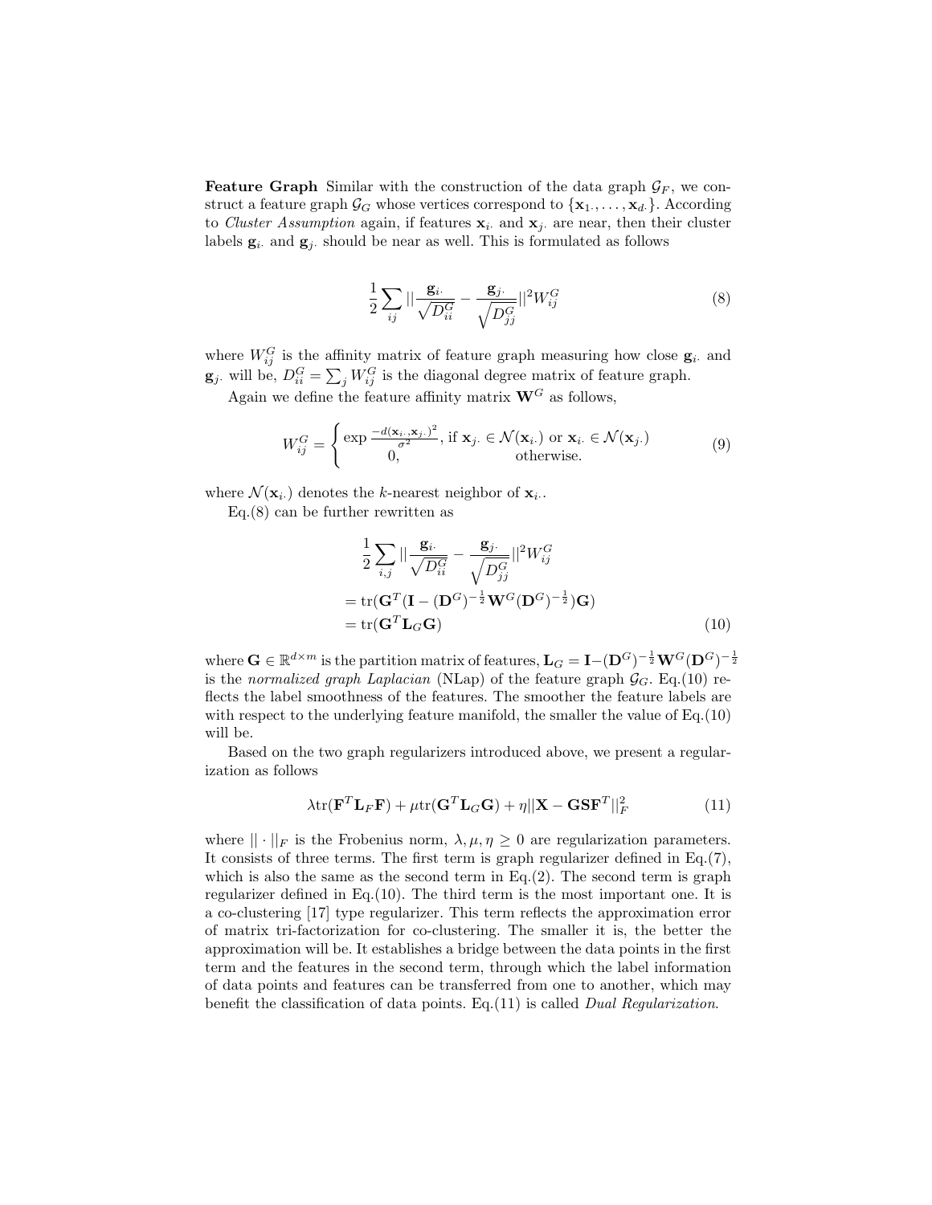**Feature Graph** Similar with the construction of the data graph $\mathcal{G}_F$, we construct a feature graph $\mathcal{G}_G$ whose vertices correspond to $\{\mathbf{x}_{1\cdot}, \ldots, \mathbf{x}_{d\cdot}\}$. According to *Cluster Assumption* again, if features $\mathbf{x}_{i\cdot}$ and $\mathbf{x}_{j\cdot}$ are near, then their cluster labels $\mathbf{g}_{i\cdot}$ and $\mathbf{g}_{j\cdot}$ should be near as well. This is formulated as follows

$$\frac{1}{2}\sum_{ij}||\frac{\mathbf{g}_{i\cdot}}{\sqrt{D^G_{ii}}} - \frac{\mathbf{g}_{j\cdot}}{\sqrt{D^G_{jj}}}||^2 W^G_{ij} \tag{8}$$

where $W^G_{ij}$ is the affinity matrix of feature graph measuring how close $\mathbf{g}_{i\cdot}$ and $\mathbf{g}_{j\cdot}$ will be, $D^G_{ii} = \sum_j W^G_{ij}$ is the diagonal degree matrix of feature graph.

Again we define the feature affinity matrix $\mathbf{W}^G$ as follows,

$$W^G_{ij} = \begin{cases} \exp \frac{-d(\mathbf{x}_{i\cdot}, \mathbf{x}_{j\cdot})^2}{\sigma^2}, & \text{if } \mathbf{x}_{j\cdot} \in \mathcal{N}(\mathbf{x}_{i\cdot}) \text{ or } \mathbf{x}_{i\cdot} \in \mathcal{N}(\mathbf{x}_{j\cdot}) \\ 0, & \text{otherwise.} \end{cases} \tag{9}$$

where $\mathcal{N}(\mathbf{x}_{i\cdot})$ denotes the $k$-nearest neighbor of $\mathbf{x}_{i\cdot}$.

Eq.(8) can be further rewritten as

$$\begin{aligned} &\frac{1}{2}\sum_{i,j}||\frac{\mathbf{g}_{i\cdot}}{\sqrt{D^G_{ii}}} - \frac{\mathbf{g}_{j\cdot}}{\sqrt{D^G_{jj}}}||^2 W^G_{ij} \\ &= \mathrm{tr}(\mathbf{G}^T(\mathbf{I} - (\mathbf{D}^G)^{-\frac{1}{2}}\mathbf{W}^G(\mathbf{D}^G)^{-\frac{1}{2}})\mathbf{G}) \\ &= \mathrm{tr}(\mathbf{G}^T\mathbf{L}_G\mathbf{G}) \end{aligned} \tag{10}$$

where $\mathbf{G} \in \mathbb{R}^{d\times m}$ is the partition matrix of features, $\mathbf{L}_G = \mathbf{I} - (\mathbf{D}^G)^{-\frac{1}{2}}\mathbf{W}^G(\mathbf{D}^G)^{-\frac{1}{2}}$ is the *normalized graph Laplacian* (NLap) of the feature graph $\mathcal{G}_G$. Eq.(10) reflects the label smoothness of the features. The smoother the feature labels are with respect to the underlying feature manifold, the smaller the value of Eq.(10) will be.

Based on the two graph regularizers introduced above, we present a regularization as follows

$$\lambda\mathrm{tr}(\mathbf{F}^T\mathbf{L}_F\mathbf{F}) + \mu\mathrm{tr}(\mathbf{G}^T\mathbf{L}_G\mathbf{G}) + \eta||\mathbf{X} - \mathbf{G}\mathbf{S}\mathbf{F}^T||^2_F \tag{11}$$

where $||\cdot||_F$ is the Frobenius norm, $\lambda, \mu, \eta \geq 0$ are regularization parameters. It consists of three terms. The first term is graph regularizer defined in Eq.(7), which is also the same as the second term in Eq.(2). The second term is graph regularizer defined in Eq.(10). The third term is the most important one. It is a co-clustering [17] type regularizer. This term reflects the approximation error of matrix tri-factorization for co-clustering. The smaller it is, the better the approximation will be. It establishes a bridge between the data points in the first term and the features in the second term, through which the label information of data points and features can be transferred from one to another, which may benefit the classification of data points. Eq.(11) is called *Dual Regularization*.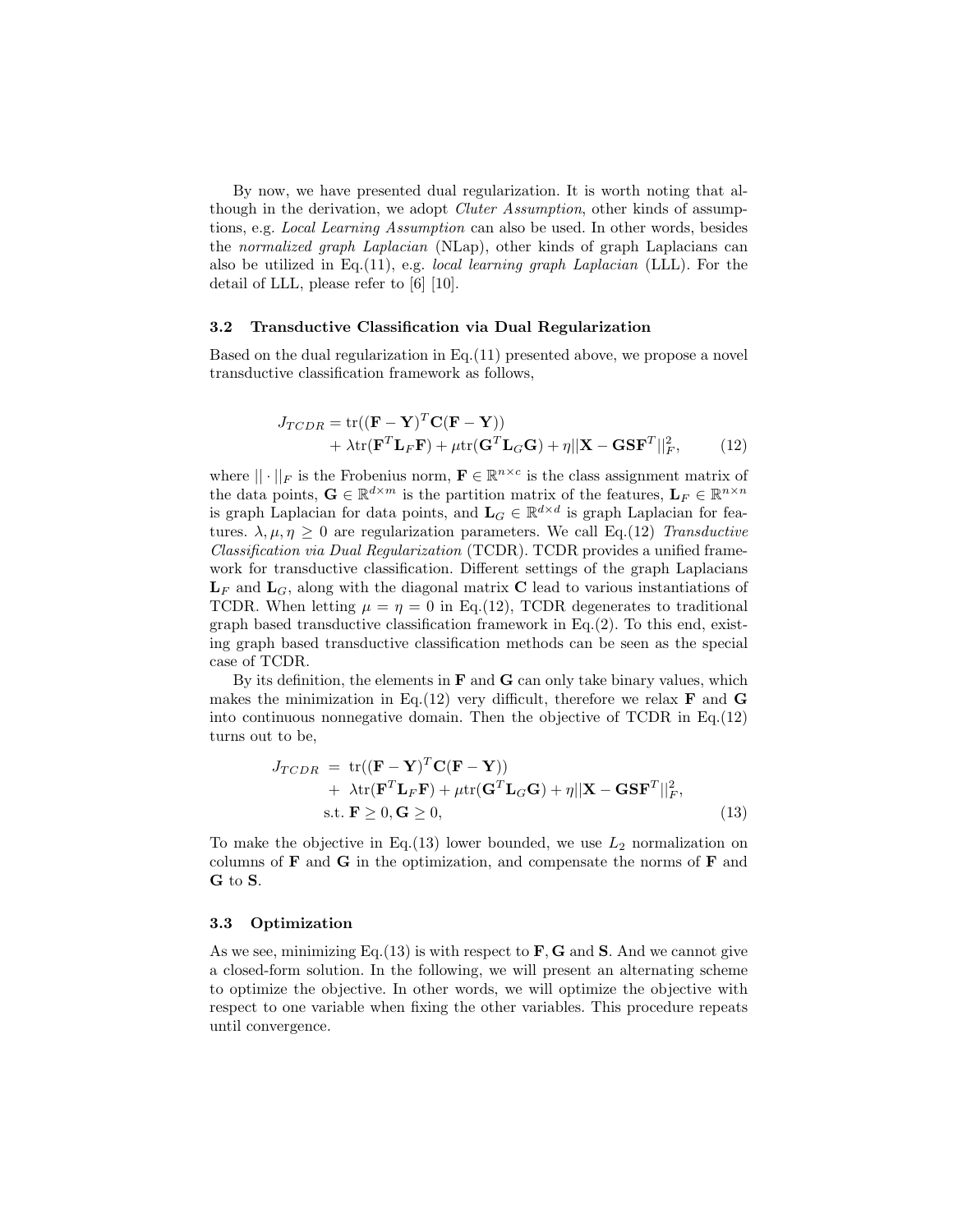By now, we have presented dual regularization. It is worth noting that although in the derivation, we adopt *Cluter Assumption*, other kinds of assumptions, e.g. *Local Learning Assumption* can also be used. In other words, besides the *normalized graph Laplacian* (NLap), other kinds of graph Laplacians can also be utilized in Eq.(11), e.g. *local learning graph Laplacian* (LLL). For the detail of LLL, please refer to [6] [10].

### 3.2 Transductive Classification via Dual Regularization

Based on the dual regularization in Eq.(11) presented above, we propose a novel transductive classification framework as follows,

$$J_{TCDR} = \mathrm{tr}((\mathbf{F}-\mathbf{Y})^T\mathbf{C}(\mathbf{F}-\mathbf{Y})) + \lambda\mathrm{tr}(\mathbf{F}^T\mathbf{L}_F\mathbf{F}) + \mu\mathrm{tr}(\mathbf{G}^T\mathbf{L}_G\mathbf{G}) + \eta||\mathbf{X}-\mathbf{G}\mathbf{S}\mathbf{F}^T||_F^2, \tag{12}$$

where $||\cdot||_F$ is the Frobenius norm, $\mathbf{F} \in \mathbb{R}^{n\times c}$ is the class assignment matrix of the data points, $\mathbf{G} \in \mathbb{R}^{d\times m}$ is the partition matrix of the features, $\mathbf{L}_F \in \mathbb{R}^{n\times n}$ is graph Laplacian for data points, and $\mathbf{L}_G \in \mathbb{R}^{d\times d}$ is graph Laplacian for features. $\lambda, \mu, \eta \geq 0$ are regularization parameters. We call Eq.(12) *Transductive Classification via Dual Regularization* (TCDR). TCDR provides a unified framework for transductive classification. Different settings of the graph Laplacians $\mathbf{L}_F$ and $\mathbf{L}_G$, along with the diagonal matrix $\mathbf{C}$ lead to various instantiations of TCDR. When letting $\mu = \eta = 0$ in Eq.(12), TCDR degenerates to traditional graph based transductive classification framework in Eq.(2). To this end, existing graph based transductive classification methods can be seen as the special case of TCDR.

By its definition, the elements in $\mathbf{F}$ and $\mathbf{G}$ can only take binary values, which makes the minimization in Eq.(12) very difficult, therefore we relax $\mathbf{F}$ and $\mathbf{G}$ into continuous nonnegative domain. Then the objective of TCDR in Eq.(12) turns out to be,

$$\begin{aligned} J_{TCDR} \ =\ & \mathrm{tr}((\mathbf{F}-\mathbf{Y})^T\mathbf{C}(\mathbf{F}-\mathbf{Y})) \\ & +\ \lambda\mathrm{tr}(\mathbf{F}^T\mathbf{L}_F\mathbf{F}) + \mu\mathrm{tr}(\mathbf{G}^T\mathbf{L}_G\mathbf{G}) + \eta||\mathbf{X}-\mathbf{G}\mathbf{S}\mathbf{F}^T||_F^2, \\ & \text{s.t. } \mathbf{F} \geq 0, \mathbf{G} \geq 0, \end{aligned} \tag{13}$$

To make the objective in Eq.(13) lower bounded, we use $L_2$ normalization on columns of $\mathbf{F}$ and $\mathbf{G}$ in the optimization, and compensate the norms of $\mathbf{F}$ and $\mathbf{G}$ to $\mathbf{S}$.

### 3.3 Optimization

As we see, minimizing Eq.(13) is with respect to $\mathbf{F}, \mathbf{G}$ and $\mathbf{S}$. And we cannot give a closed-form solution. In the following, we will present an alternating scheme to optimize the objective. In other words, we will optimize the objective with respect to one variable when fixing the other variables. This procedure repeats until convergence.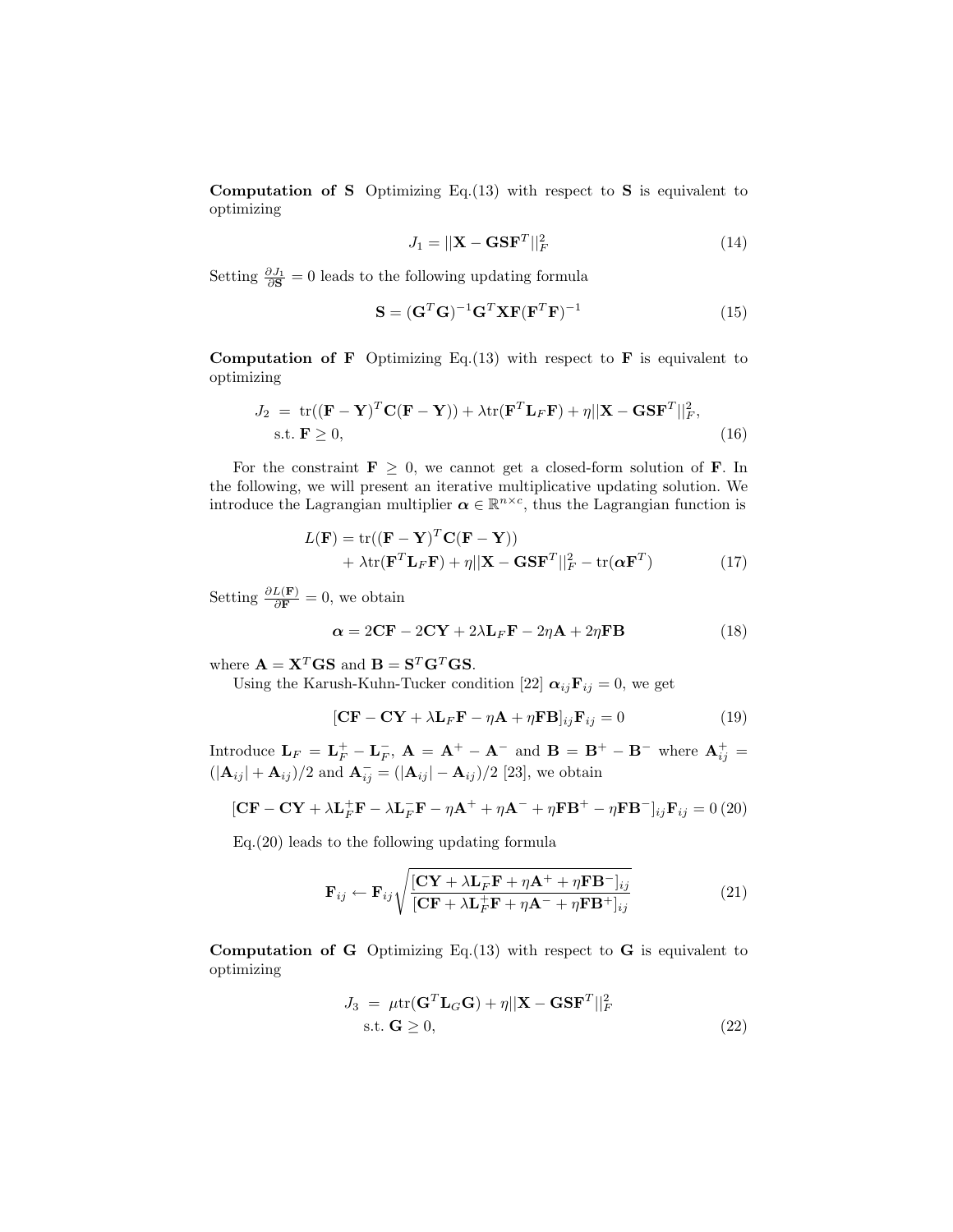**Computation of S** Optimizing Eq.(13) with respect to $\mathbf{S}$ is equivalent to optimizing

$$J_1 = ||\mathbf{X} - \mathbf{G}\mathbf{S}\mathbf{F}^T||_F^2 \tag{14}$$

Setting $\frac{\partial J_1}{\partial \mathbf{S}} = 0$ leads to the following updating formula

$$\mathbf{S} = (\mathbf{G}^T\mathbf{G})^{-1}\mathbf{G}^T\mathbf{X}\mathbf{F}(\mathbf{F}^T\mathbf{F})^{-1} \tag{15}$$

**Computation of F** Optimizing Eq.(13) with respect to $\mathbf{F}$ is equivalent to optimizing

$$\begin{aligned} J_2 \;=\; & \mathrm{tr}((\mathbf{F} - \mathbf{Y})^T\mathbf{C}(\mathbf{F} - \mathbf{Y})) + \lambda \mathrm{tr}(\mathbf{F}^T\mathbf{L}_F\mathbf{F}) + \eta||\mathbf{X} - \mathbf{G}\mathbf{S}\mathbf{F}^T||_F^2, \\ & \text{s.t. } \mathbf{F} \geq 0, \end{aligned} \tag{16}$$

For the constraint $\mathbf{F} \geq 0$, we cannot get a closed-form solution of $\mathbf{F}$. In the following, we will present an iterative multiplicative updating solution. We introduce the Lagrangian multiplier $\boldsymbol{\alpha} \in \mathbb{R}^{n\times c}$, thus the Lagrangian function is

$$\begin{aligned} L(\mathbf{F}) = & \mathrm{tr}((\mathbf{F} - \mathbf{Y})^T\mathbf{C}(\mathbf{F} - \mathbf{Y})) \\ & + \lambda \mathrm{tr}(\mathbf{F}^T\mathbf{L}_F\mathbf{F}) + \eta||\mathbf{X} - \mathbf{G}\mathbf{S}\mathbf{F}^T||_F^2 - \mathrm{tr}(\boldsymbol{\alpha}\mathbf{F}^T) \end{aligned} \tag{17}$$

Setting $\frac{\partial L(\mathbf{F})}{\partial \mathbf{F}} = 0$, we obtain

$$\boldsymbol{\alpha} = 2\mathbf{C}\mathbf{F} - 2\mathbf{C}\mathbf{Y} + 2\lambda\mathbf{L}_F\mathbf{F} - 2\eta\mathbf{A} + 2\eta\mathbf{F}\mathbf{B} \tag{18}$$

where $\mathbf{A} = \mathbf{X}^T\mathbf{G}\mathbf{S}$ and $\mathbf{B} = \mathbf{S}^T\mathbf{G}^T\mathbf{G}\mathbf{S}$.

Using the Karush-Kuhn-Tucker condition [22] $\boldsymbol{\alpha}_{ij}\mathbf{F}_{ij} = 0$, we get

$$[\mathbf{C}\mathbf{F} - \mathbf{C}\mathbf{Y} + \lambda\mathbf{L}_F\mathbf{F} - \eta\mathbf{A} + \eta\mathbf{F}\mathbf{B}]_{ij}\mathbf{F}_{ij} = 0 \tag{19}$$

Introduce $\mathbf{L}_F = \mathbf{L}_F^+ - \mathbf{L}_F^-$, $\mathbf{A} = \mathbf{A}^+ - \mathbf{A}^-$ and $\mathbf{B} = \mathbf{B}^+ - \mathbf{B}^-$ where $\mathbf{A}_{ij}^+ = (|\mathbf{A}_{ij}| + \mathbf{A}_{ij})/2$ and $\mathbf{A}_{ij}^- = (|\mathbf{A}_{ij}| - \mathbf{A}_{ij})/2$ [23], we obtain

$$[\mathbf{C}\mathbf{F} - \mathbf{C}\mathbf{Y} + \lambda\mathbf{L}_F^+\mathbf{F} - \lambda\mathbf{L}_F^-\mathbf{F} - \eta\mathbf{A}^+ + \eta\mathbf{A}^- + \eta\mathbf{F}\mathbf{B}^+ - \eta\mathbf{F}\mathbf{B}^-]_{ij}\mathbf{F}_{ij} = 0 \tag{20}$$

Eq.(20) leads to the following updating formula

$$\mathbf{F}_{ij} \leftarrow \mathbf{F}_{ij}\sqrt{\frac{[\mathbf{C}\mathbf{Y} + \lambda\mathbf{L}_F^-\mathbf{F} + \eta\mathbf{A}^+ + \eta\mathbf{F}\mathbf{B}^-]_{ij}}{[\mathbf{C}\mathbf{F} + \lambda\mathbf{L}_F^+\mathbf{F} + \eta\mathbf{A}^- + \eta\mathbf{F}\mathbf{B}^+]_{ij}}} \tag{21}$$

**Computation of G** Optimizing Eq.(13) with respect to $\mathbf{G}$ is equivalent to optimizing

$$\begin{aligned} J_3 \;=\; & \mu \mathrm{tr}(\mathbf{G}^T\mathbf{L}_G\mathbf{G}) + \eta||\mathbf{X} - \mathbf{G}\mathbf{S}\mathbf{F}^T||_F^2 \\ & \text{s.t. } \mathbf{G} \geq 0, \end{aligned} \tag{22}$$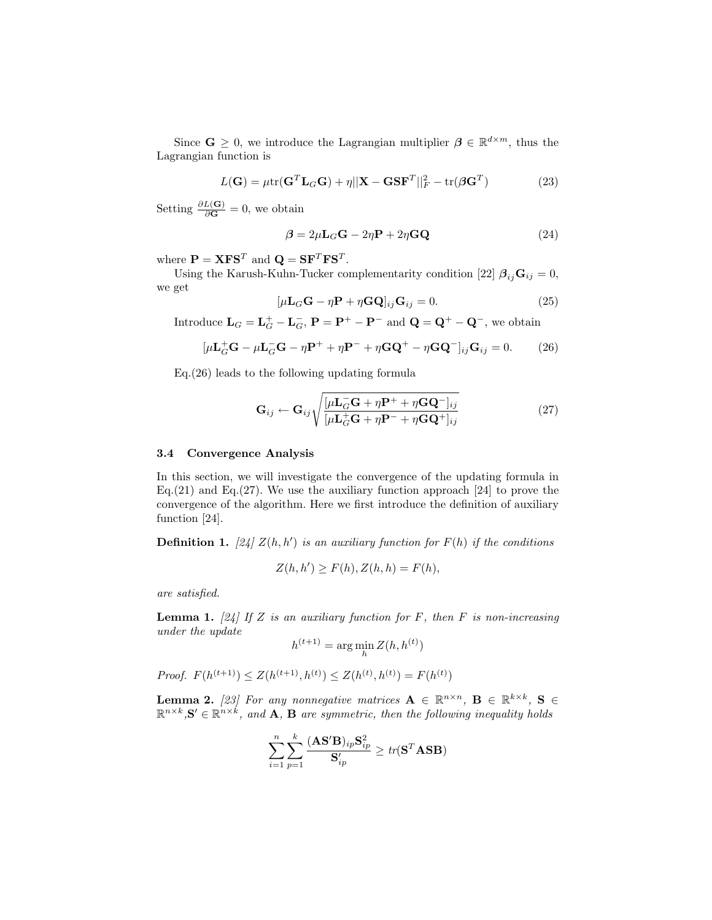Since $\mathbf{G} \geq 0$, we introduce the Lagrangian multiplier $\boldsymbol{\beta} \in \mathbb{R}^{d\times m}$, thus the Lagrangian function is

$$L(\mathbf{G}) = \mu \text{tr}(\mathbf{G}^T \mathbf{L}_G \mathbf{G}) + \eta ||\mathbf{X} - \mathbf{G}\mathbf{S}\mathbf{F}^T||_F^2 - \text{tr}(\boldsymbol{\beta}\mathbf{G}^T) \tag{23}$$

Setting $\frac{\partial L(\mathbf{G})}{\partial \mathbf{G}} = 0$, we obtain

$$\boldsymbol{\beta} = 2\mu \mathbf{L}_G \mathbf{G} - 2\eta \mathbf{P} + 2\eta \mathbf{G}\mathbf{Q} \tag{24}$$

where $\mathbf{P} = \mathbf{X}\mathbf{F}\mathbf{S}^T$ and $\mathbf{Q} = \mathbf{S}\mathbf{F}^T\mathbf{F}\mathbf{S}^T$.

Using the Karush-Kuhn-Tucker complementarity condition [22] $\boldsymbol{\beta}_{ij}\mathbf{G}_{ij} = 0$, we get

$$[\mu \mathbf{L}_G \mathbf{G} - \eta \mathbf{P} + \eta \mathbf{G}\mathbf{Q}]_{ij}\mathbf{G}_{ij} = 0. \tag{25}$$

Introduce $\mathbf{L}_G = \mathbf{L}_G^+ - \mathbf{L}_G^-$, $\mathbf{P} = \mathbf{P}^+ - \mathbf{P}^-$ and $\mathbf{Q} = \mathbf{Q}^+ - \mathbf{Q}^-$, we obtain

$$[\mu \mathbf{L}_G^+ \mathbf{G} - \mu \mathbf{L}_G^- \mathbf{G} - \eta \mathbf{P}^+ + \eta \mathbf{P}^- + \eta \mathbf{G}\mathbf{Q}^+ - \eta \mathbf{G}\mathbf{Q}^-]_{ij}\mathbf{G}_{ij} = 0. \tag{26}$$

Eq.(26) leads to the following updating formula

$$\mathbf{G}_{ij} \leftarrow \mathbf{G}_{ij}\sqrt{\frac{[\mu \mathbf{L}_G^- \mathbf{G} + \eta \mathbf{P}^+ + \eta \mathbf{G}\mathbf{Q}^-]_{ij}}{[\mu \mathbf{L}_G^+ \mathbf{G} + \eta \mathbf{P}^- + \eta \mathbf{G}\mathbf{Q}^+]_{ij}}} \tag{27}$$

### 3.4 Convergence Analysis

In this section, we will investigate the convergence of the updating formula in Eq.(21) and Eq.(27). We use the auxiliary function approach [24] to prove the convergence of the algorithm. Here we first introduce the definition of auxiliary function [24].

**Definition 1.** *[24] $Z(h, h')$ is an auxiliary function for $F(h)$ if the conditions*

$$Z(h, h') \geq F(h), Z(h, h) = F(h),$$

*are satisfied.*

**Lemma 1.** *[24] If $Z$ is an auxiliary function for $F$, then $F$ is non-increasing under the update*

$$h^{(t+1)} = \arg\min_h Z(h, h^{(t)})$$

*Proof.* $F(h^{(t+1)}) \leq Z(h^{(t+1)}, h^{(t)}) \leq Z(h^{(t)}, h^{(t)}) = F(h^{(t)})$

**Lemma 2.** *[23] For any nonnegative matrices $\mathbf{A} \in \mathbb{R}^{n\times n}$, $\mathbf{B} \in \mathbb{R}^{k\times k}$, $\mathbf{S} \in \mathbb{R}^{n\times k}$,$\mathbf{S}' \in \mathbb{R}^{n\times k}$, and $\mathbf{A}$, $\mathbf{B}$ are symmetric, then the following inequality holds*

$$\sum_{i=1}^{n}\sum_{p=1}^{k}\frac{(\mathbf{A}\mathbf{S}'\mathbf{B})_{ip}\mathbf{S}_{ip}^2}{\mathbf{S}'_{ip}} \geq tr(\mathbf{S}^T\mathbf{A}\mathbf{S}\mathbf{B})$$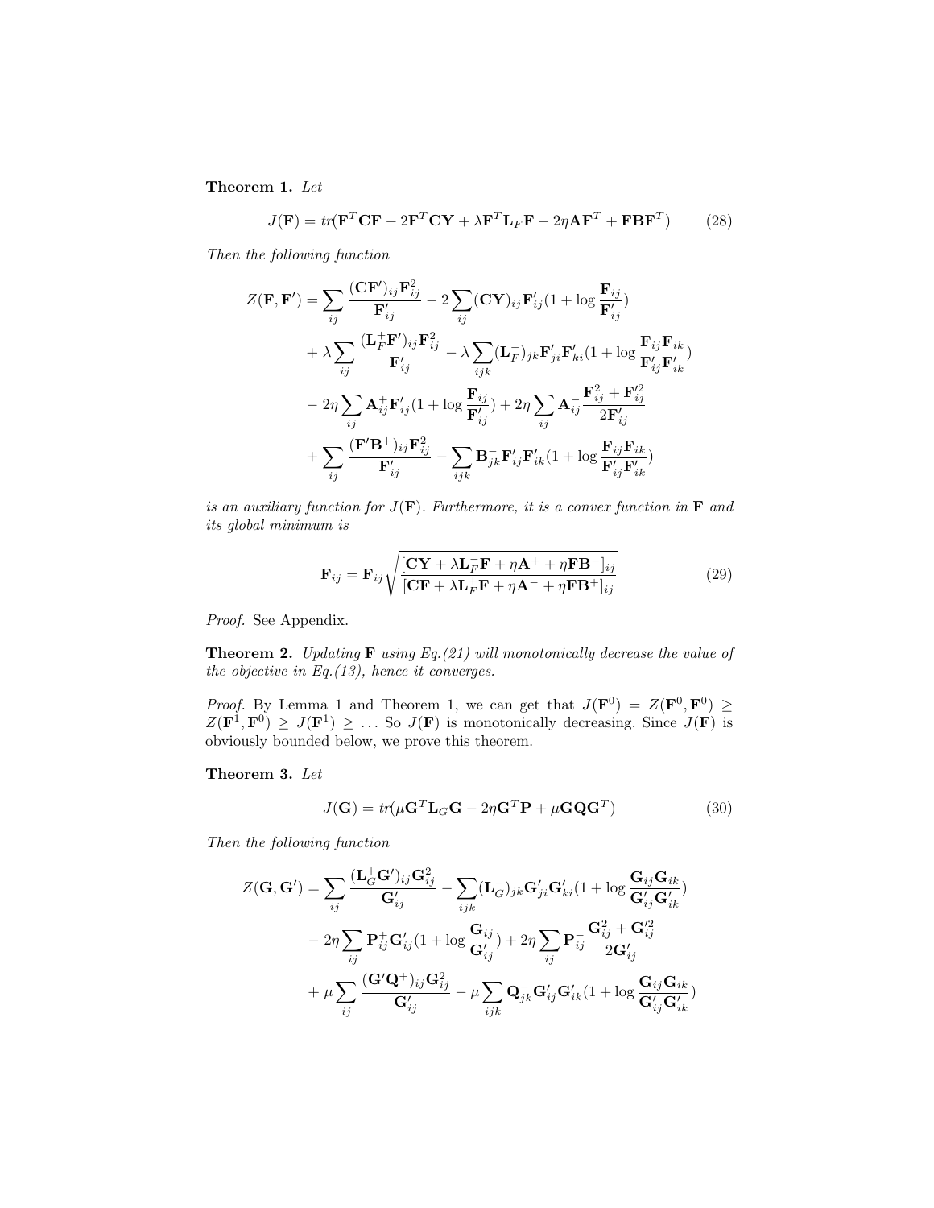**Theorem 1.** *Let*

$$J(\mathbf{F}) = tr(\mathbf{F}^T\mathbf{C}\mathbf{F} - 2\mathbf{F}^T\mathbf{C}\mathbf{Y} + \lambda\mathbf{F}^T\mathbf{L}_F\mathbf{F} - 2\eta\mathbf{A}\mathbf{F}^T + \mathbf{F}\mathbf{B}\mathbf{F}^T) \tag{28}$$

*Then the following function*

$$\begin{aligned}
Z(\mathbf{F},\mathbf{F}') = &\sum_{ij}\frac{(\mathbf{C}\mathbf{F}')_{ij}\mathbf{F}_{ij}^2}{\mathbf{F}'_{ij}} - 2\sum_{ij}(\mathbf{C}\mathbf{Y})_{ij}\mathbf{F}'_{ij}(1+\log\frac{\mathbf{F}_{ij}}{\mathbf{F}'_{ij}}) \\
&+ \lambda\sum_{ij}\frac{(\mathbf{L}_F^+\mathbf{F}')_{ij}\mathbf{F}_{ij}^2}{\mathbf{F}'_{ij}} - \lambda\sum_{ijk}(\mathbf{L}_F^-)_{jk}\mathbf{F}'_{ji}\mathbf{F}'_{ki}(1+\log\frac{\mathbf{F}_{ij}\mathbf{F}_{ik}}{\mathbf{F}'_{ij}\mathbf{F}'_{ik}}) \\
&- 2\eta\sum_{ij}\mathbf{A}^+_{ij}\mathbf{F}'_{ij}(1+\log\frac{\mathbf{F}_{ij}}{\mathbf{F}'_{ij}}) + 2\eta\sum_{ij}\mathbf{A}^-_{ij}\frac{\mathbf{F}_{ij}^2+\mathbf{F}'^2_{ij}}{2\mathbf{F}'_{ij}} \\
&+ \sum_{ij}\frac{(\mathbf{F}'\mathbf{B}^+)_{ij}\mathbf{F}_{ij}^2}{\mathbf{F}'_{ij}} - \sum_{ijk}\mathbf{B}^-_{jk}\mathbf{F}'_{ij}\mathbf{F}'_{ik}(1+\log\frac{\mathbf{F}_{ij}\mathbf{F}_{ik}}{\mathbf{F}'_{ij}\mathbf{F}'_{ik}})
\end{aligned}$$

*is an auxiliary function for $J(\mathbf{F})$. Furthermore, it is a convex function in $\mathbf{F}$ and its global minimum is*

$$\mathbf{F}_{ij} = \mathbf{F}_{ij}\sqrt{\frac{[\mathbf{C}\mathbf{Y} + \lambda\mathbf{L}_F^-\mathbf{F} + \eta\mathbf{A}^+ + \eta\mathbf{F}\mathbf{B}^-]_{ij}}{[\mathbf{C}\mathbf{F} + \lambda\mathbf{L}_F^+\mathbf{F} + \eta\mathbf{A}^- + \eta\mathbf{F}\mathbf{B}^+]_{ij}}} \tag{29}$$

*Proof.* See Appendix.

**Theorem 2.** *Updating $\mathbf{F}$ using Eq.(21) will monotonically decrease the value of the objective in Eq.(13), hence it converges.*

*Proof.* By Lemma 1 and Theorem 1, we can get that $J(\mathbf{F}^0) = Z(\mathbf{F}^0,\mathbf{F}^0) \geq Z(\mathbf{F}^1,\mathbf{F}^0) \geq J(\mathbf{F}^1) \geq \ldots$ So $J(\mathbf{F})$ is monotonically decreasing. Since $J(\mathbf{F})$ is obviously bounded below, we prove this theorem.

**Theorem 3.** *Let*

$$J(\mathbf{G}) = tr(\mu\mathbf{G}^T\mathbf{L}_G\mathbf{G} - 2\eta\mathbf{G}^T\mathbf{P} + \mu\mathbf{G}\mathbf{Q}\mathbf{G}^T) \tag{30}$$

*Then the following function*

$$\begin{aligned}
Z(\mathbf{G},\mathbf{G}') = &\sum_{ij}\frac{(\mathbf{L}_G^+\mathbf{G}')_{ij}\mathbf{G}_{ij}^2}{\mathbf{G}'_{ij}} - \sum_{ijk}(\mathbf{L}_G^-)_{jk}\mathbf{G}'_{ji}\mathbf{G}'_{ki}(1+\log\frac{\mathbf{G}_{ij}\mathbf{G}_{ik}}{\mathbf{G}'_{ij}\mathbf{G}'_{ik}}) \\
&- 2\eta\sum_{ij}\mathbf{P}^+_{ij}\mathbf{G}'_{ij}(1+\log\frac{\mathbf{G}_{ij}}{\mathbf{G}'_{ij}}) + 2\eta\sum_{ij}\mathbf{P}^-_{ij}\frac{\mathbf{G}_{ij}^2+\mathbf{G}'^2_{ij}}{2\mathbf{G}'_{ij}} \\
&+ \mu\sum_{ij}\frac{(\mathbf{G}'\mathbf{Q}^+)_{ij}\mathbf{G}_{ij}^2}{\mathbf{G}'_{ij}} - \mu\sum_{ijk}\mathbf{Q}^-_{jk}\mathbf{G}'_{ij}\mathbf{G}'_{ik}(1+\log\frac{\mathbf{G}_{ij}\mathbf{G}_{ik}}{\mathbf{G}'_{ij}\mathbf{G}'_{ik}})
\end{aligned}$$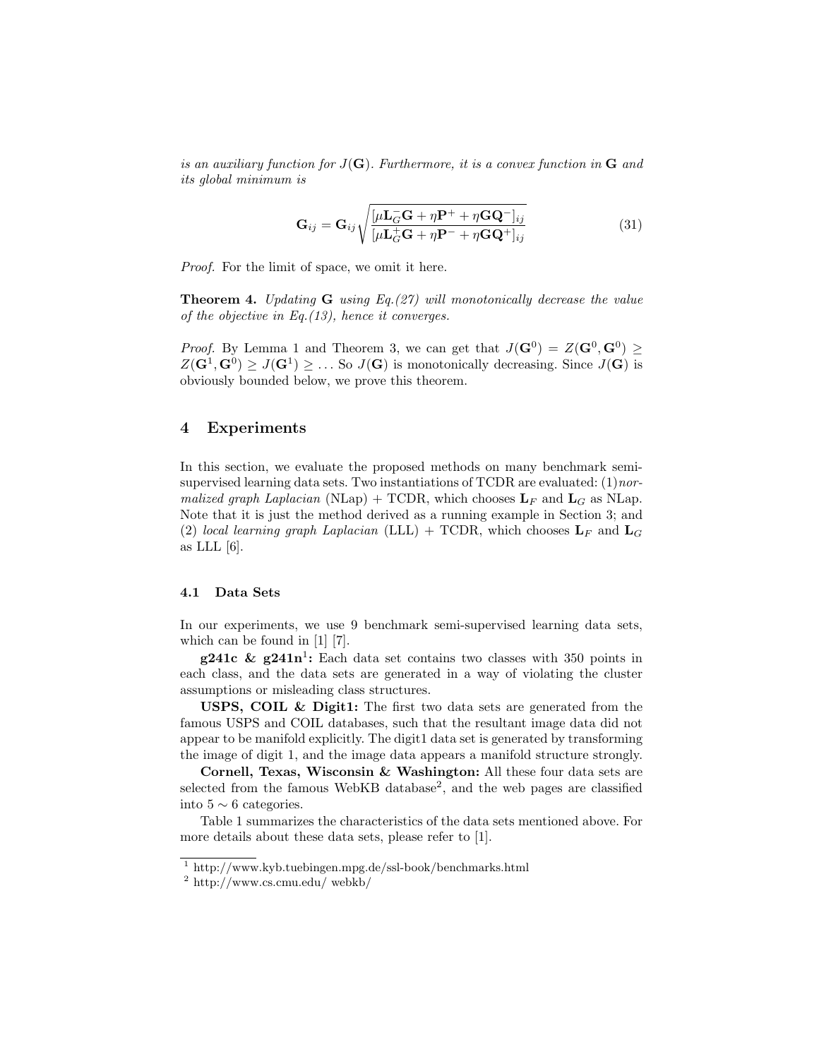*is an auxiliary function for $J(\mathbf{G})$. Furthermore, it is a convex function in $\mathbf{G}$ and its global minimum is*

$$\mathbf{G}_{ij} = \mathbf{G}_{ij}\sqrt{\frac{[\mu\mathbf{L}_G^{-}\mathbf{G} + \eta\mathbf{P}^{+} + \eta\mathbf{G}\mathbf{Q}^{-}]_{ij}}{[\mu\mathbf{L}_G^{+}\mathbf{G} + \eta\mathbf{P}^{-} + \eta\mathbf{G}\mathbf{Q}^{+}]_{ij}}} \tag{31}$$

*Proof.* For the limit of space, we omit it here.

**Theorem 4.** *Updating $\mathbf{G}$ using Eq.(27) will monotonically decrease the value of the objective in Eq.(13), hence it converges.*

*Proof.* By Lemma 1 and Theorem 3, we can get that $J(\mathbf{G}^0) = Z(\mathbf{G}^0, \mathbf{G}^0) \geq Z(\mathbf{G}^1, \mathbf{G}^0) \geq J(\mathbf{G}^1) \geq \ldots$ So $J(\mathbf{G})$ is monotonically decreasing. Since $J(\mathbf{G})$ is obviously bounded below, we prove this theorem.

## 4 Experiments

In this section, we evaluate the proposed methods on many benchmark semi-supervised learning data sets. Two instantiations of TCDR are evaluated: (1)*normalized graph Laplacian* (NLap) + TCDR, which chooses $\mathbf{L}_F$ and $\mathbf{L}_G$ as NLap. Note that it is just the method derived as a running example in Section 3; and (2) *local learning graph Laplacian* (LLL) + TCDR, which chooses $\mathbf{L}_F$ and $\mathbf{L}_G$ as LLL [6].

### 4.1 Data Sets

In our experiments, we use 9 benchmark semi-supervised learning data sets, which can be found in [1] [7].

**g241c & g241n**[1]**:** Each data set contains two classes with 350 points in each class, and the data sets are generated in a way of violating the cluster assumptions or misleading class structures.

**USPS, COIL & Digit1:** The first two data sets are generated from the famous USPS and COIL databases, such that the resultant image data did not appear to be manifold explicitly. The digit1 data set is generated by transforming the image of digit 1, and the image data appears a manifold structure strongly.

**Cornell, Texas, Wisconsin & Washington:** All these four data sets are selected from the famous WebKB database[2], and the web pages are classified into 5 $\sim$ 6 categories.

Table 1 summarizes the characteristics of the data sets mentioned above. For more details about these data sets, please refer to [1].

[1] http://www.kyb.tuebingen.mpg.de/ssl-book/benchmarks.html

[2] http://www.cs.cmu.edu/ webkb/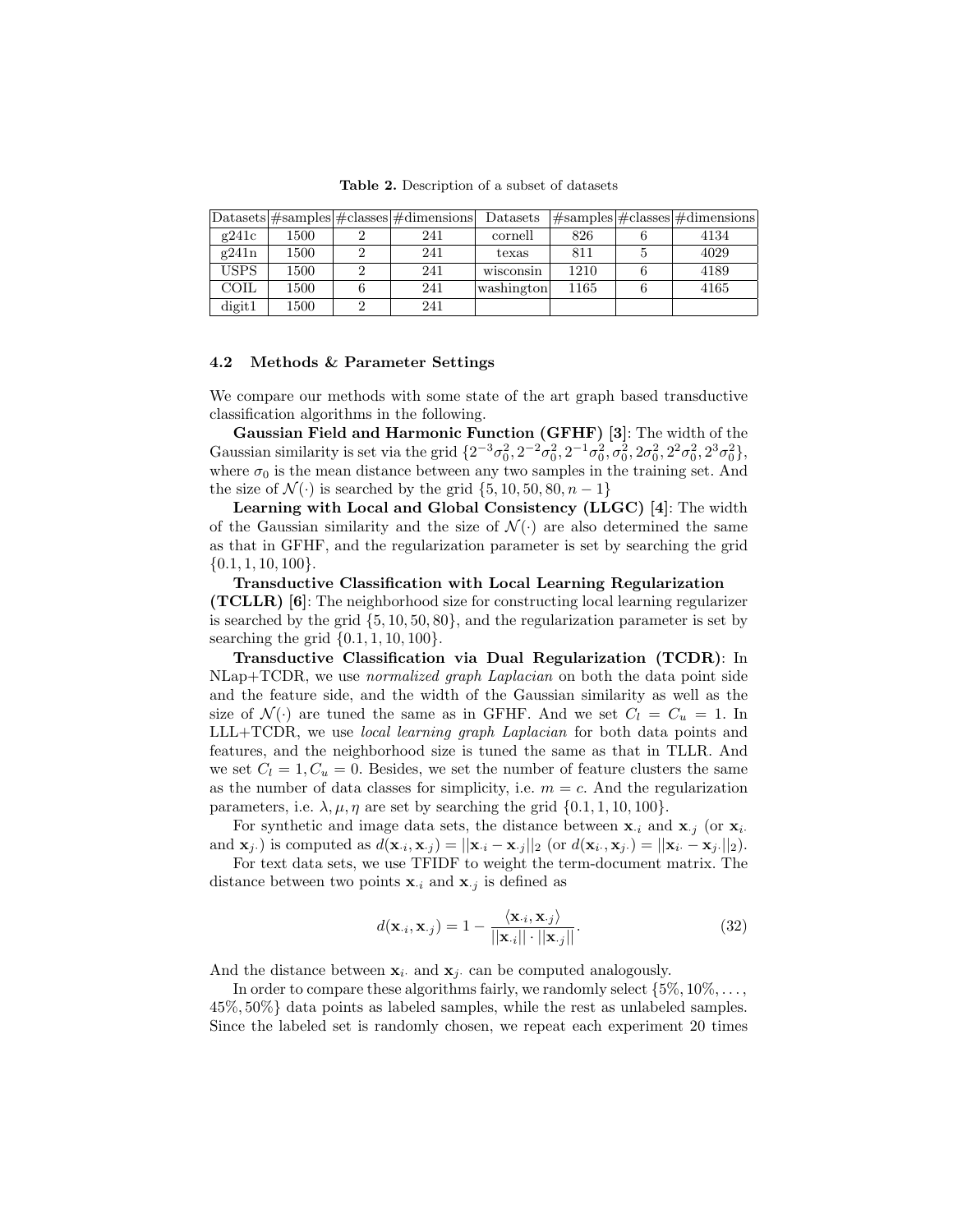**Table 2.** Description of a subset of datasets

| Datasets | #samples | #classes | #dimensions | Datasets | #samples | #classes | #dimensions |
|---|---|---|---|---|---|---|---|
| g241c | 1500 | 2 | 241 | cornell | 826 | 6 | 4134 |
| g241n | 1500 | 2 | 241 | texas | 811 | 5 | 4029 |
| USPS | 1500 | 2 | 241 | wisconsin | 1210 | 6 | 4189 |
| COIL | 1500 | 6 | 241 | washington | 1165 | 6 | 4165 |
| digit1 | 1500 | 2 | 241 | | | | |

### 4.2 Methods & Parameter Settings

We compare our methods with some state of the art graph based transductive classification algorithms in the following.

**Gaussian Field and Harmonic Function (GFHF) [3]**: The width of the Gaussian similarity is set via the grid $\{2^{-3}\sigma_0^2, 2^{-2}\sigma_0^2, 2^{-1}\sigma_0^2, \sigma_0^2, 2\sigma_0^2, 2^2\sigma_0^2, 2^3\sigma_0^2\}$, where $\sigma_0$ is the mean distance between any two samples in the training set. And the size of $\mathcal{N}(\cdot)$ is searched by the grid $\{5, 10, 50, 80, n-1\}$

**Learning with Local and Global Consistency (LLGC) [4]**: The width of the Gaussian similarity and the size of $\mathcal{N}(\cdot)$ are also determined the same as that in GFHF, and the regularization parameter is set by searching the grid $\{0.1, 1, 10, 100\}$.

**Transductive Classification with Local Learning Regularization (TCLLR) [6]**: The neighborhood size for constructing local learning regularizer is searched by the grid $\{5, 10, 50, 80\}$, and the regularization parameter is set by searching the grid $\{0.1, 1, 10, 100\}$.

**Transductive Classification via Dual Regularization (TCDR)**: In NLap+TCDR, we use *normalized graph Laplacian* on both the data point side and the feature side, and the width of the Gaussian similarity as well as the size of $\mathcal{N}(\cdot)$ are tuned the same as in GFHF. And we set $C_l = C_u = 1$. In LLL+TCDR, we use *local learning graph Laplacian* for both data points and features, and the neighborhood size is tuned the same as that in TLLR. And we set $C_l = 1, C_u = 0$. Besides, we set the number of feature clusters the same as the number of data classes for simplicity, i.e. $m = c$. And the regularization parameters, i.e. $\lambda, \mu, \eta$ are set by searching the grid $\{0.1, 1, 10, 100\}$.

For synthetic and image data sets, the distance between $\mathbf{x}_{\cdot i}$ and $\mathbf{x}_{\cdot j}$ (or $\mathbf{x}_{i\cdot}$ and $\mathbf{x}_{j\cdot}$) is computed as $d(\mathbf{x}_{\cdot i}, \mathbf{x}_{\cdot j}) = ||\mathbf{x}_{\cdot i} - \mathbf{x}_{\cdot j}||_2$ (or $d(\mathbf{x}_{i\cdot}, \mathbf{x}_{j\cdot}) = ||\mathbf{x}_{i\cdot} - \mathbf{x}_{j\cdot}||_2$).

For text data sets, we use TFIDF to weight the term-document matrix. The distance between two points $\mathbf{x}_{\cdot i}$ and $\mathbf{x}_{\cdot j}$ is defined as

$$d(\mathbf{x}_{\cdot i}, \mathbf{x}_{\cdot j}) = 1 - \frac{\langle \mathbf{x}_{\cdot i}, \mathbf{x}_{\cdot j} \rangle}{||\mathbf{x}_{\cdot i}|| \cdot ||\mathbf{x}_{\cdot j}||}. \tag{32}$$

And the distance between $\mathbf{x}_{i\cdot}$ and $\mathbf{x}_{j\cdot}$ can be computed analogously.

In order to compare these algorithms fairly, we randomly select $\{5\%, 10\%, \ldots, 45\%, 50\%\}$ data points as labeled samples, while the rest as unlabeled samples. Since the labeled set is randomly chosen, we repeat each experiment 20 times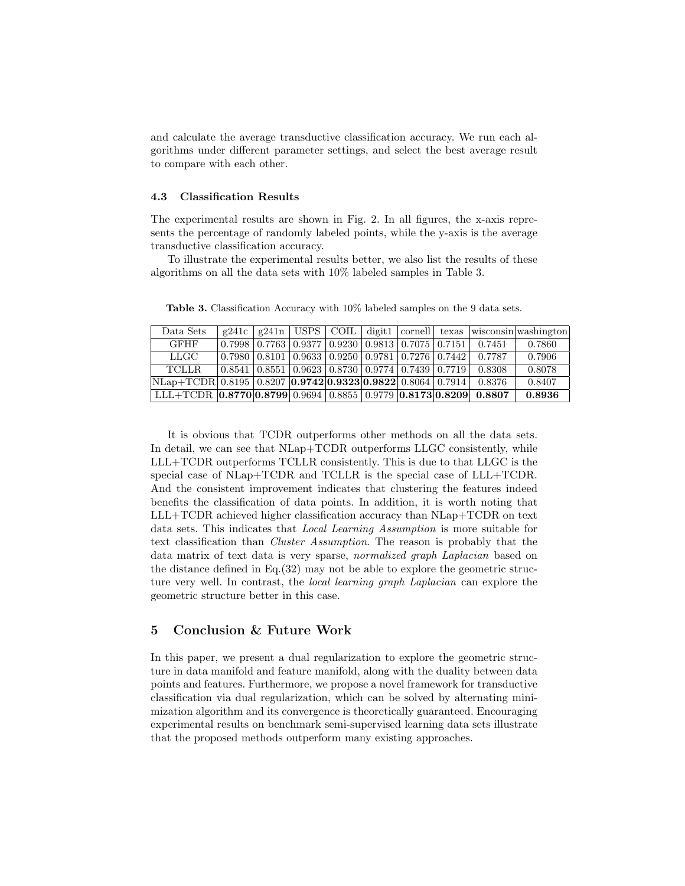and calculate the average transductive classification accuracy. We run each algorithms under different parameter settings, and select the best average result to compare with each other.

### 4.3 Classification Results

The experimental results are shown in Fig. 2. In all figures, the x-axis represents the percentage of randomly labeled points, while the y-axis is the average transductive classification accuracy.

To illustrate the experimental results better, we also list the results of these algorithms on all the data sets with 10% labeled samples in Table 3.

**Table 3.** Classification Accuracy with 10% labeled samples on the 9 data sets.

| Data Sets | g241c | g241n | USPS | COIL | digit1 | cornell | texas | wisconsin | washington |
|---|---|---|---|---|---|---|---|---|---|
| GFHF | 0.7998 | 0.7763 | 0.9377 | 0.9230 | 0.9813 | 0.7075 | 0.7151 | 0.7451 | 0.7860 |
| LLGC | 0.7980 | 0.8101 | 0.9633 | 0.9250 | 0.9781 | 0.7276 | 0.7442 | 0.7787 | 0.7906 |
| TCLLR | 0.8541 | 0.8551 | 0.9623 | 0.8730 | 0.9774 | 0.7439 | 0.7719 | 0.8308 | 0.8078 |
| NLap+TCDR | 0.8195 | 0.8207 | **0.9742** | **0.9323** | **0.9822** | 0.8064 | 0.7914 | 0.8376 | 0.8407 |
| LLL+TCDR | **0.8770** | **0.8799** | 0.9694 | 0.8855 | 0.9779 | **0.8173** | **0.8209** | **0.8807** | **0.8936** |

It is obvious that TCDR outperforms other methods on all the data sets. In detail, we can see that NLap+TCDR outperforms LLGC consistently, while LLL+TCDR outperforms TCLLR consistently. This is due to that LLGC is the special case of NLap+TCDR and TCLLR is the special case of LLL+TCDR. And the consistent improvement indicates that clustering the features indeed benefits the classification of data points. In addition, it is worth noting that LLL+TCDR achieved higher classification accuracy than NLap+TCDR on text data sets. This indicates that *Local Learning Assumption* is more suitable for text classification than *Cluster Assumption*. The reason is probably that the data matrix of text data is very sparse, *normalized graph Laplacian* based on the distance defined in Eq.(32) may not be able to explore the geometric structure very well. In contrast, the *local learning graph Laplacian* can explore the geometric structure better in this case.

## 5 Conclusion & Future Work

In this paper, we present a dual regularization to explore the geometric structure in data manifold and feature manifold, along with the duality between data points and features. Furthermore, we propose a novel framework for transductive classification via dual regularization, which can be solved by alternating minimization algorithm and its convergence is theoretically guaranteed. Encouraging experimental results on benchmark semi-supervised learning data sets illustrate that the proposed methods outperform many existing approaches.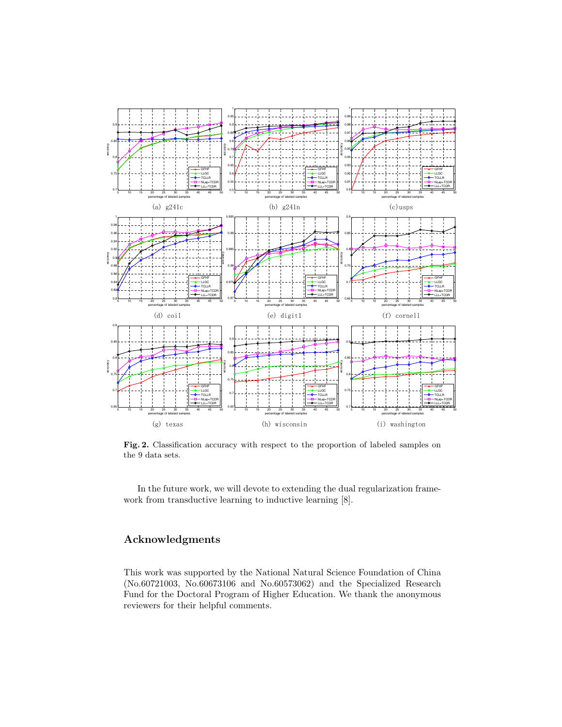(a) g241c (b) g241n (c) usps

(d) coil (e) digit1 (f) cornell

(g) texas (h) wisconsin (i) washington

**Fig. 2.** Classification accuracy with respect to the proportion of labeled samples on the 9 data sets.

In the future work, we will devote to extending the dual regularization framework from transductive learning to inductive learning [8].

## Acknowledgments

This work was supported by the National Natural Science Foundation of China (No.60721003, No.60673106 and No.60573062) and the Specialized Research Fund for the Doctoral Program of Higher Education. We thank the anonymous reviewers for their helpful comments.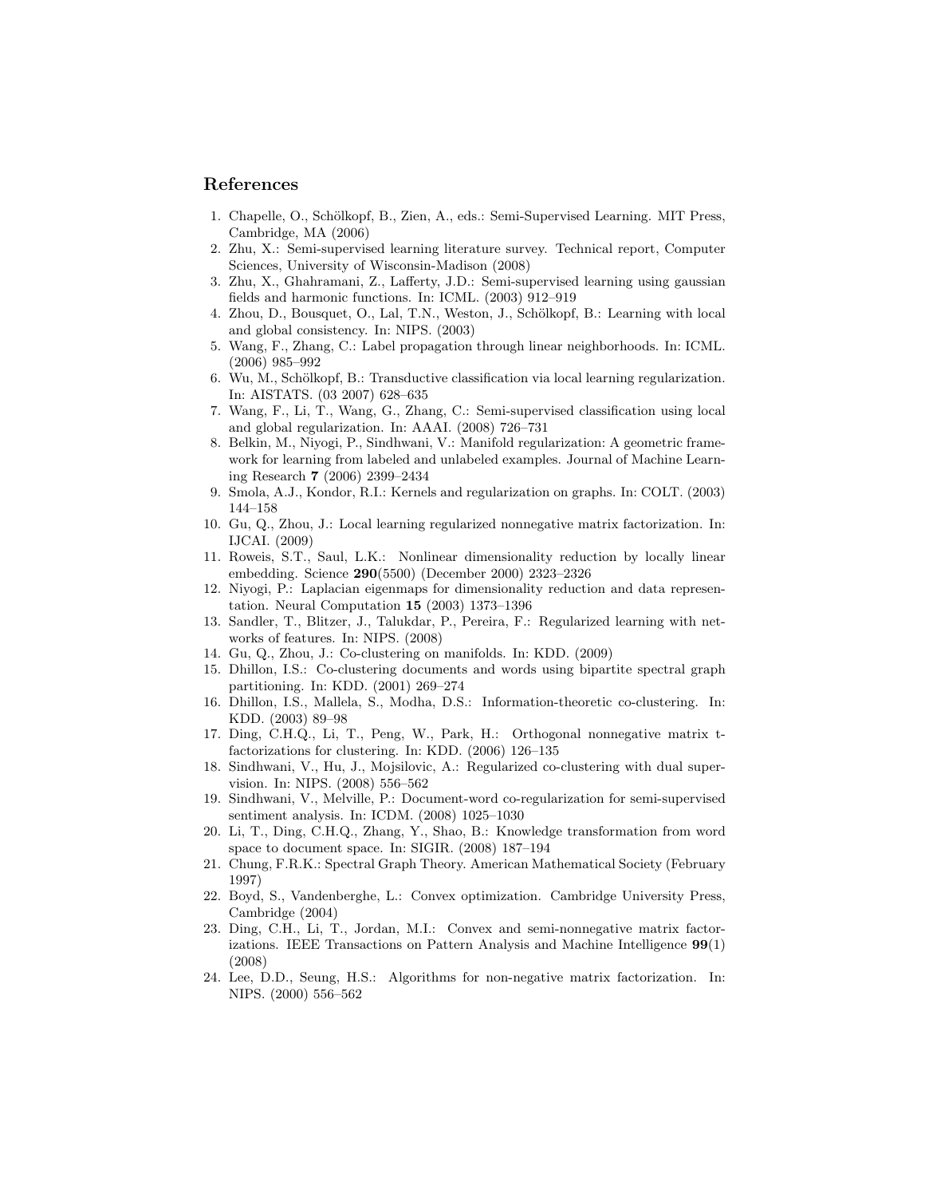## References

1. Chapelle, O., Schölkopf, B., Zien, A., eds.: Semi-Supervised Learning. MIT Press, Cambridge, MA (2006)
2. Zhu, X.: Semi-supervised learning literature survey. Technical report, Computer Sciences, University of Wisconsin-Madison (2008)
3. Zhu, X., Ghahramani, Z., Lafferty, J.D.: Semi-supervised learning using gaussian fields and harmonic functions. In: ICML. (2003) 912–919
4. Zhou, D., Bousquet, O., Lal, T.N., Weston, J., Schölkopf, B.: Learning with local and global consistency. In: NIPS. (2003)
5. Wang, F., Zhang, C.: Label propagation through linear neighborhoods. In: ICML. (2006) 985–992
6. Wu, M., Schölkopf, B.: Transductive classification via local learning regularization. In: AISTATS. (03 2007) 628–635
7. Wang, F., Li, T., Wang, G., Zhang, C.: Semi-supervised classification using local and global regularization. In: AAAI. (2008) 726–731
8. Belkin, M., Niyogi, P., Sindhwani, V.: Manifold regularization: A geometric framework for learning from labeled and unlabeled examples. Journal of Machine Learning Research **7** (2006) 2399–2434
9. Smola, A.J., Kondor, R.I.: Kernels and regularization on graphs. In: COLT. (2003) 144–158
10. Gu, Q., Zhou, J.: Local learning regularized nonnegative matrix factorization. In: IJCAI. (2009)
11. Roweis, S.T., Saul, L.K.: Nonlinear dimensionality reduction by locally linear embedding. Science **290**(5500) (December 2000) 2323–2326
12. Niyogi, P.: Laplacian eigenmaps for dimensionality reduction and data representation. Neural Computation **15** (2003) 1373–1396
13. Sandler, T., Blitzer, J., Talukdar, P., Pereira, F.: Regularized learning with networks of features. In: NIPS. (2008)
14. Gu, Q., Zhou, J.: Co-clustering on manifolds. In: KDD. (2009)
15. Dhillon, I.S.: Co-clustering documents and words using bipartite spectral graph partitioning. In: KDD. (2001) 269–274
16. Dhillon, I.S., Mallela, S., Modha, D.S.: Information-theoretic co-clustering. In: KDD. (2003) 89–98
17. Ding, C.H.Q., Li, T., Peng, W., Park, H.: Orthogonal nonnegative matrix t-factorizations for clustering. In: KDD. (2006) 126–135
18. Sindhwani, V., Hu, J., Mojsilovic, A.: Regularized co-clustering with dual supervision. In: NIPS. (2008) 556–562
19. Sindhwani, V., Melville, P.: Document-word co-regularization for semi-supervised sentiment analysis. In: ICDM. (2008) 1025–1030
20. Li, T., Ding, C.H.Q., Zhang, Y., Shao, B.: Knowledge transformation from word space to document space. In: SIGIR. (2008) 187–194
21. Chung, F.R.K.: Spectral Graph Theory. American Mathematical Society (February 1997)
22. Boyd, S., Vandenberghe, L.: Convex optimization. Cambridge University Press, Cambridge (2004)
23. Ding, C.H., Li, T., Jordan, M.I.: Convex and semi-nonnegative matrix factorizations. IEEE Transactions on Pattern Analysis and Machine Intelligence **99**(1) (2008)
24. Lee, D.D., Seung, H.S.: Algorithms for non-negative matrix factorization. In: NIPS. (2000) 556–562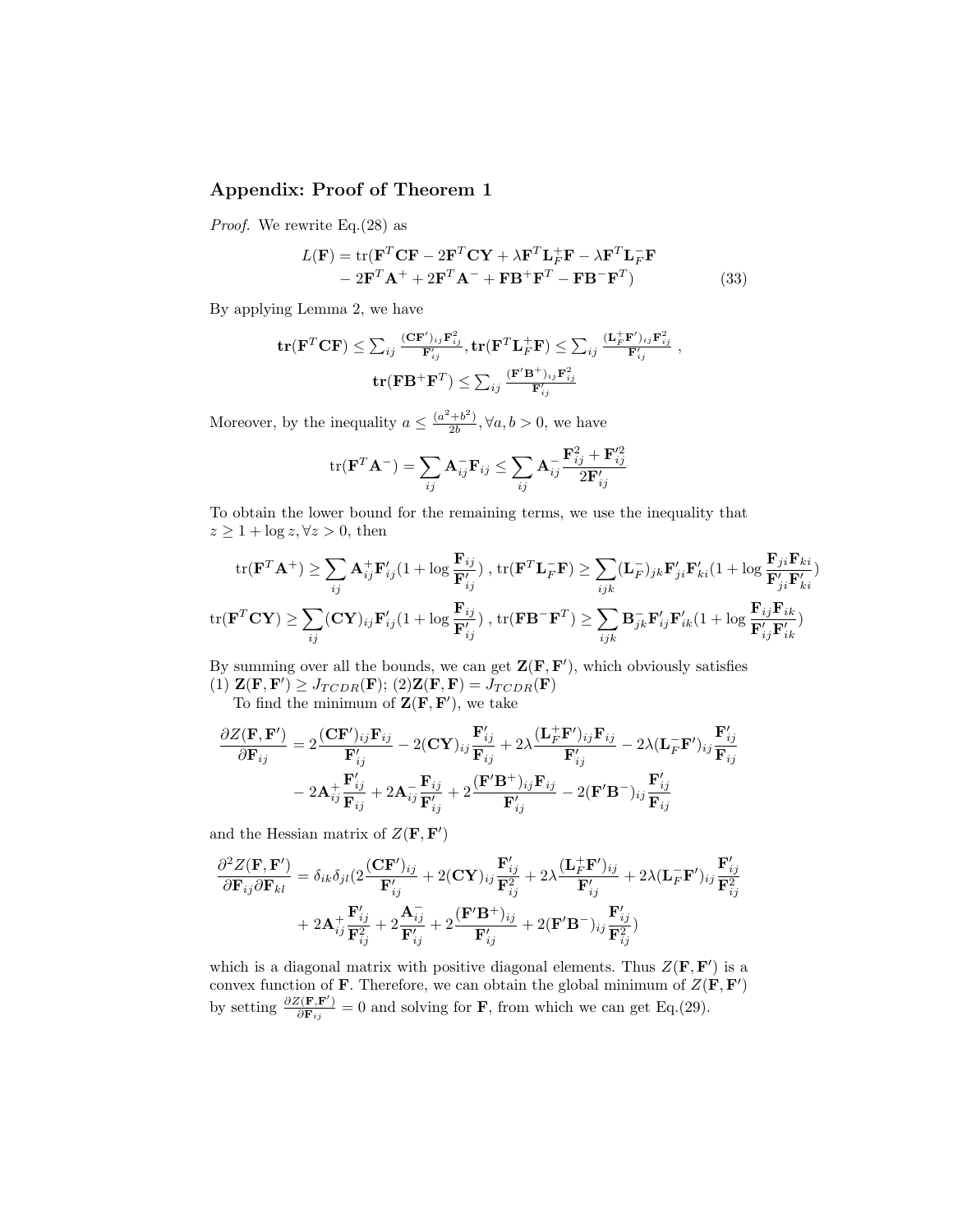## Appendix: Proof of Theorem 1

*Proof.* We rewrite Eq.(28) as

$$
\begin{aligned}
L(\mathbf{F}) = \operatorname{tr}(&\mathbf{F}^T\mathbf{C}\mathbf{F} - 2\mathbf{F}^T\mathbf{C}\mathbf{Y} + \lambda\mathbf{F}^T\mathbf{L}_F^{+}\mathbf{F} - \lambda\mathbf{F}^T\mathbf{L}_F^{-}\mathbf{F} \\
&- 2\mathbf{F}^T\mathbf{A}^{+} + 2\mathbf{F}^T\mathbf{A}^{-} + \mathbf{F}\mathbf{B}^{+}\mathbf{F}^T - \mathbf{F}\mathbf{B}^{-}\mathbf{F}^T)
\end{aligned} \tag{33}
$$

By applying Lemma 2, we have

$$
\mathbf{tr}(\mathbf{F}^T\mathbf{C}\mathbf{F}) \leq \sum_{ij} \frac{(\mathbf{C}\mathbf{F}')_{ij}\mathbf{F}_{ij}^2}{\mathbf{F}'_{ij}}, \mathbf{tr}(\mathbf{F}^T\mathbf{L}_F^{+}\mathbf{F}) \leq \sum_{ij} \frac{(\mathbf{L}_F^{+}\mathbf{F}')_{ij}\mathbf{F}_{ij}^2}{\mathbf{F}'_{ij}},
$$

$$
\mathbf{tr}(\mathbf{F}\mathbf{B}^{+}\mathbf{F}^T) \leq \sum_{ij} \frac{(\mathbf{F}'\mathbf{B}^{+})_{ij}\mathbf{F}_{ij}^2}{\mathbf{F}'_{ij}}
$$

Moreover, by the inequality $a \leq \frac{(a^2+b^2)}{2b}, \forall a, b > 0$, we have

$$
\operatorname{tr}(\mathbf{F}^T\mathbf{A}^{-}) = \sum_{ij} \mathbf{A}_{ij}^{-}\mathbf{F}_{ij} \leq \sum_{ij} \mathbf{A}_{ij}^{-}\frac{\mathbf{F}_{ij}^2 + \mathbf{F}'^2_{ij}}{2\mathbf{F}'_{ij}}
$$

To obtain the lower bound for the remaining terms, we use the inequality that $z \geq 1 + \log z, \forall z > 0$, then

$$
\operatorname{tr}(\mathbf{F}^T\mathbf{A}^{+}) \geq \sum_{ij} \mathbf{A}_{ij}^{+}\mathbf{F}'_{ij}(1 + \log\frac{\mathbf{F}_{ij}}{\mathbf{F}'_{ij}}) \text{ , } \operatorname{tr}(\mathbf{F}^T\mathbf{L}_F^{-}\mathbf{F}) \geq \sum_{ijk} (\mathbf{L}_F^{-})_{jk}\mathbf{F}'_{ji}\mathbf{F}'_{ki}(1 + \log\frac{\mathbf{F}_{ji}\mathbf{F}_{ki}}{\mathbf{F}'_{ji}\mathbf{F}'_{ki}})
$$

$$
\operatorname{tr}(\mathbf{F}^T\mathbf{C}\mathbf{Y}) \geq \sum_{ij} (\mathbf{C}\mathbf{Y})_{ij}\mathbf{F}'_{ij}(1 + \log\frac{\mathbf{F}_{ij}}{\mathbf{F}'_{ij}}) \text{ , } \operatorname{tr}(\mathbf{F}\mathbf{B}^{-}\mathbf{F}^T) \geq \sum_{ijk} \mathbf{B}_{jk}^{-}\mathbf{F}'_{ij}\mathbf{F}'_{ik}(1 + \log\frac{\mathbf{F}_{ij}\mathbf{F}_{ik}}{\mathbf{F}'_{ij}\mathbf{F}'_{ik}})
$$

By summing over all the bounds, we can get $\mathbf{Z}(\mathbf{F}, \mathbf{F}')$, which obviously satisfies (1) $\mathbf{Z}(\mathbf{F}, \mathbf{F}') \geq J_{TCDR}(\mathbf{F})$; (2)$\mathbf{Z}(\mathbf{F}, \mathbf{F}) = J_{TCDR}(\mathbf{F})$

To find the minimum of $\mathbf{Z}(\mathbf{F}, \mathbf{F}')$, we take

$$
\begin{aligned}
\frac{\partial Z(\mathbf{F}, \mathbf{F}')}{\partial \mathbf{F}_{ij}} = &\, 2\frac{(\mathbf{C}\mathbf{F}')_{ij}\mathbf{F}_{ij}}{\mathbf{F}'_{ij}} - 2(\mathbf{C}\mathbf{Y})_{ij}\frac{\mathbf{F}'_{ij}}{\mathbf{F}_{ij}} + 2\lambda\frac{(\mathbf{L}_F^{+}\mathbf{F}')_{ij}\mathbf{F}_{ij}}{\mathbf{F}'_{ij}} - 2\lambda(\mathbf{L}_F^{-}\mathbf{F}')_{ij}\frac{\mathbf{F}'_{ij}}{\mathbf{F}_{ij}} \\
&- 2\mathbf{A}_{ij}^{+}\frac{\mathbf{F}'_{ij}}{\mathbf{F}_{ij}} + 2\mathbf{A}_{ij}^{-}\frac{\mathbf{F}_{ij}}{\mathbf{F}'_{ij}} + 2\frac{(\mathbf{F}'\mathbf{B}^{+})_{ij}\mathbf{F}_{ij}}{\mathbf{F}'_{ij}} - 2(\mathbf{F}'\mathbf{B}^{-})_{ij}\frac{\mathbf{F}'_{ij}}{\mathbf{F}_{ij}}
\end{aligned}
$$

and the Hessian matrix of $Z(\mathbf{F}, \mathbf{F}')$

$$
\begin{aligned}
\frac{\partial^2 Z(\mathbf{F}, \mathbf{F}')}{\partial \mathbf{F}_{ij}\partial \mathbf{F}_{kl}} = &\, \delta_{ik}\delta_{jl}(2\frac{(\mathbf{C}\mathbf{F}')_{ij}}{\mathbf{F}'_{ij}} + 2(\mathbf{C}\mathbf{Y})_{ij}\frac{\mathbf{F}'_{ij}}{\mathbf{F}_{ij}^2} + 2\lambda\frac{(\mathbf{L}_F^{+}\mathbf{F}')_{ij}}{\mathbf{F}'_{ij}} + 2\lambda(\mathbf{L}_F^{-}\mathbf{F}')_{ij}\frac{\mathbf{F}'_{ij}}{\mathbf{F}_{ij}^2} \\
&+ 2\mathbf{A}_{ij}^{+}\frac{\mathbf{F}'_{ij}}{\mathbf{F}_{ij}^2} + 2\frac{\mathbf{A}_{ij}^{-}}{\mathbf{F}'_{ij}} + 2\frac{(\mathbf{F}'\mathbf{B}^{+})_{ij}}{\mathbf{F}'_{ij}} + 2(\mathbf{F}'\mathbf{B}^{-})_{ij}\frac{\mathbf{F}'_{ij}}{\mathbf{F}_{ij}^2})
\end{aligned}
$$

which is a diagonal matrix with positive diagonal elements. Thus $Z(\mathbf{F}, \mathbf{F}')$ is a convex function of $\mathbf{F}$. Therefore, we can obtain the global minimum of $Z(\mathbf{F}, \mathbf{F}')$ by setting $\frac{\partial Z(\mathbf{F}, \mathbf{F}')}{\partial \mathbf{F}_{ij}} = 0$ and solving for $\mathbf{F}$, from which we can get Eq.(29).